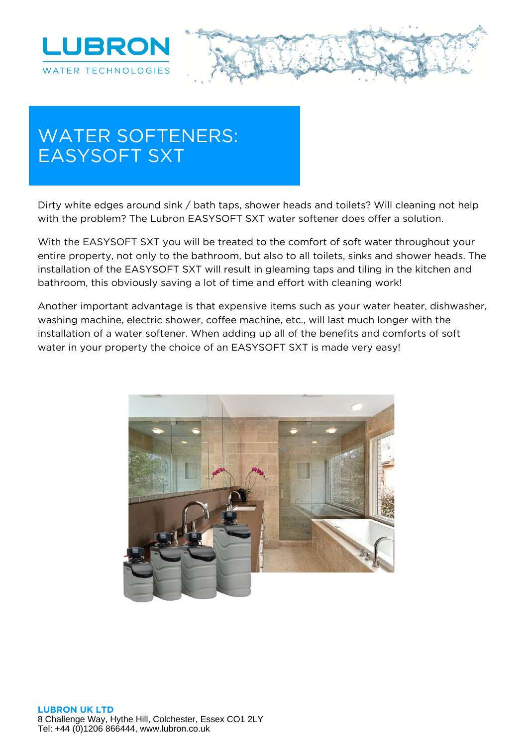LUBRON

WATER TECHNOLOGIES

# WATER SOFTENERS: EASYSOFT SXT

Dirty white edges around sink / bath taps, shower heads and toilets? Will cleaning not help with the problem? The Lubron EASYSOFT SXT water softener does offer a solution.

With the EASYSOFT SXT you will be treated to the comfort of soft water throughout your entire property, not only to the bathroom, but also to all toilets, sinks and shower heads. The installation of the EASYSOFT SXT will result in gleaming taps and tiling in the kitchen and bathroom, this obviously saving a lot of time and effort with cleaning work!

Another important advantage is that expensive items such as your water heater, dishwasher, washing machine, electric shower, coffee machine, etc., will last much longer with the installation of a water softener. When adding up all of the benefits and comforts of soft water in your property the choice of an EASYSOFT SXT is made very easy!

**LUBRON UK LTD**
8 Challenge Way, Hythe Hill, Colchester, Essex CO1 2LY
Tel: +44 (0)1206 866444, www.lubron.co.uk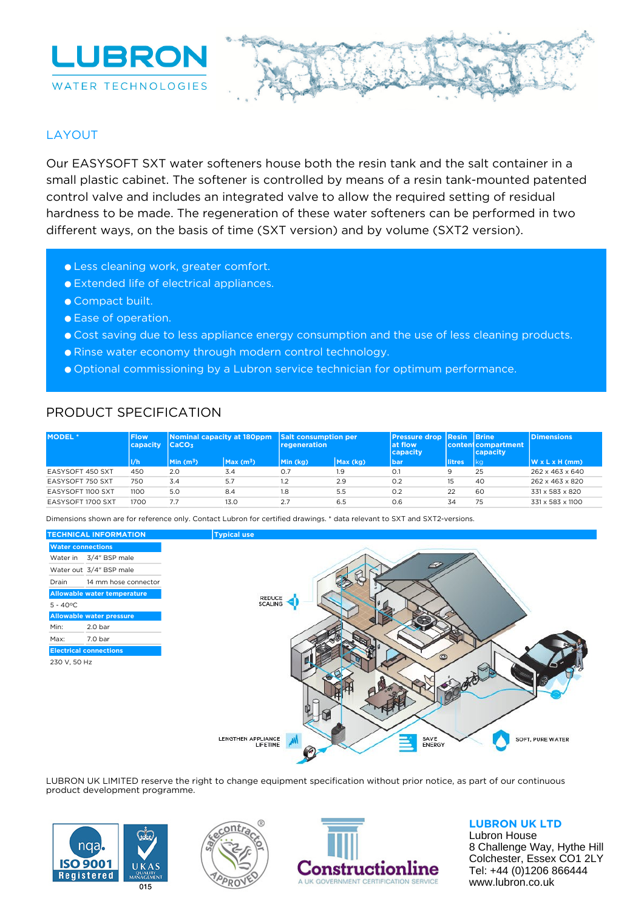# LUBRON

WATER TECHNOLOGIES

## LAYOUT

Our EASYSOFT SXT water softeners house both the resin tank and the salt container in a small plastic cabinet. The softener is controlled by means of a resin tank-mounted patented control valve and includes an integrated valve to allow the required setting of residual hardness to be made. The regeneration of these water softeners can be performed in two different ways, on the basis of time (SXT version) and by volume (SXT2 version).

- Less cleaning work, greater comfort.
- Extended life of electrical appliances.
- Compact built.
- Ease of operation.
- Cost saving due to less appliance energy consumption and the use of less cleaning products.
- Rinse water economy through modern control technology.
- Optional commissioning by a Lubron service technician for optimum performance.

## PRODUCT SPECIFICATION

| MODEL * | Flow capacity | Nominal capacity at 180ppm $CaCO_3$ | | Salt consumption per regeneration | | Pressure drop at flow capacity | Resin content | Brine compartment capacity | Dimensions |
|---|---|---|---|---|---|---|---|---|---|
| | l/h | Min ($m^3$) | Max ($m^3$) | Min (kg) | Max (kg) | bar | litres | kg | W x L x H (mm) |
| EASYSOFT 450 SXT | 450 | 2.0 | 3.4 | 0.7 | 1.9 | 0.1 | 9 | 25 | 262 x 463 x 640 |
| EASYSOFT 750 SXT | 750 | 3.4 | 5.7 | 1.2 | 2.9 | 0.2 | 15 | 40 | 262 x 463 x 820 |
| EASYSOFT 1100 SXT | 1100 | 5.0 | 8.4 | 1.8 | 5.5 | 0.2 | 22 | 60 | 331 x 583 x 820 |
| EASYSOFT 1700 SXT | 1700 | 7.7 | 13.0 | 2.7 | 6.5 | 0.6 | 34 | 75 | 331 x 583 x 1100 |

Dimensions shown are for reference only. Contact Lubron for certified drawings. * data relevant to SXT and SXT2-versions.

### TECHNICAL INFORMATION

| Water connections | |
|---|---|
| Water in | 3/4" BSP male |
| Water out | 3/4" BSP male |
| Drain | 14 mm hose connector |

**Allowable water temperature**

5 - 40ºC

**Allowable water pressure**

| | |
|---|---|
| Min: | 2.0 bar |
| Max: | 7.0 bar |

**Electrical connections**

230 V, 50 Hz

### Typical use

REDUCE SCALING

LENGTHEN APPLIANCE LIFETIME

SAVE ENERGY

SOFT, PURE WATER

LUBRON UK LIMITED reserve the right to change equipment specification without prior notice, as part of our continuous product development programme.

nqa. ISO 9001 Registered | UKAS QUALITY MANAGEMENT 015 | safecontractor APPROVED | Constructionline A UK GOVERNMENT CERTIFICATION SERVICE

**LUBRON UK LTD**
Lubron House
8 Challenge Way, Hythe Hill
Colchester, Essex CO1 2LY
Tel: +44 (0)1206 866444
www.lubron.co.uk